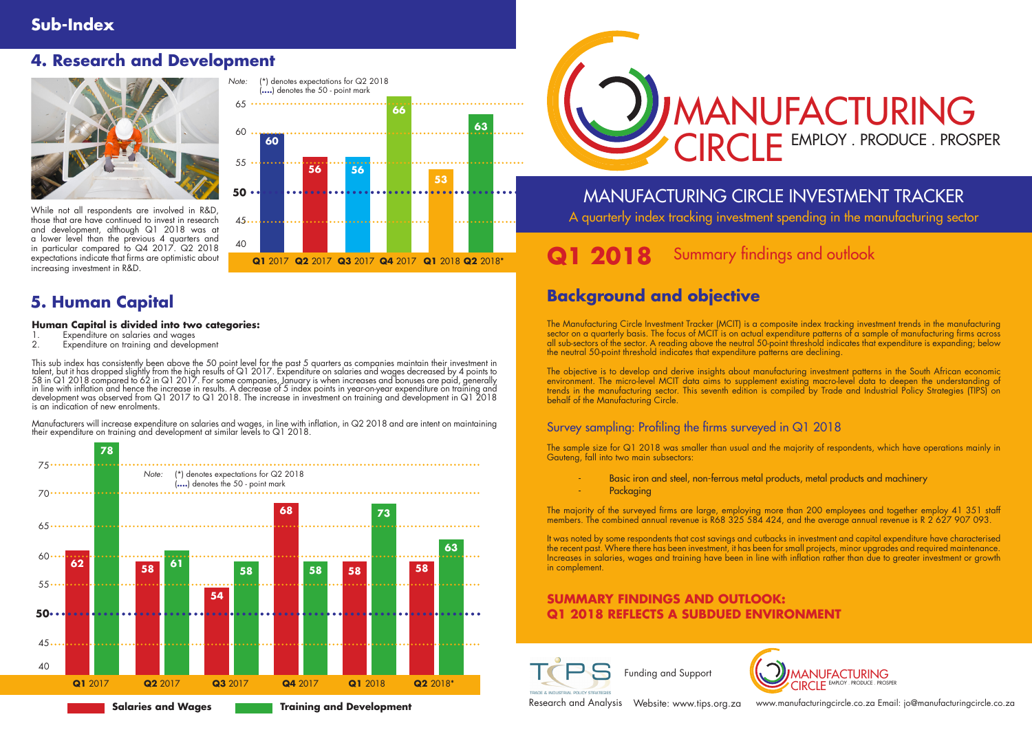## Sub-Index

### 4. Research and Development

While not all respondents are involved in R&D, those that are have continued to invest in research and development, although Q1 2018 was at a lower level than the previous 4 quarters and in particular compared to Q4 2017. Q2 2018 expectations indicate that firms are optimistic about increasing investment in R&D.

*Note:* (*) denotes expectations for Q2 2018
(....) denotes the 50 - point mark

| Quarter | Index |
|---|---|
| Q1 2017 | 60 |
| Q2 2017 | 56 |
| Q3 2017 | 56 |
| Q4 2017 | 66 |
| Q1 2018 | 53 |
| Q2 2018* | 63 |

### 5. Human Capital

**Human Capital is divided into two categories:**

1. Expenditure on salaries and wages
2. Expenditure on training and development

This sub index has consistently been above the 50 point level for the past 5 quarters as companies maintain their investment in talent, but it has dropped slightly from the high results of Q1 2017. Expenditure on salaries and wages decreased by 4 points to 58 in Q1 2018 compared to 62 in Q1 2017. For some companies, January is when increases and bonuses are paid, generally in line with inflation and hence the increase in results. A decrease of 5 index points in year-on-year expenditure on training and development was observed from Q1 2017 to Q1 2018. The increase in investment on training and development in Q1 2018 is an indication of new enrolments.

Manufacturers will increase expenditure on salaries and wages, in line with inflation, in Q2 2018 and are intent on maintaining their expenditure on training and development at similar levels to Q1 2018.

*Note:* (*) denotes expectations for Q2 2018
(....) denotes the 50 - point mark

| Quarter | Salaries and Wages | Training and Development |
|---|---|---|
| Q1 2017 | 62 | 78 |
| Q2 2017 | 58 | 61 |
| Q3 2017 | 54 | 58 |
| Q4 2017 | 68 | 58 |
| Q1 2018 | 58 | 73 |
| Q2 2018* | 58 | 63 |

# MANUFACTURING CIRCLE

EMPLOY . PRODUCE . PROSPER

## MANUFACTURING CIRCLE INVESTMENT TRACKER

A quarterly index tracking investment spending in the manufacturing sector

## Q1 2018 Summary findings and outlook

### Background and objective

The Manufacturing Circle Investment Tracker (MCIT) is a composite index tracking investment trends in the manufacturing sector on a quarterly basis. The focus of MCIT is on actual expenditure patterns of a sample of manufacturing firms across all sub-sectors of the sector. A reading above the neutral 50-point threshold indicates that expenditure is expanding; below the neutral 50-point threshold indicates that expenditure patterns are declining.

The objective is to develop and derive insights about manufacturing investment patterns in the South African economic environment. The micro-level MCIT data aims to supplement existing macro-level data to deepen the understanding of trends in the manufacturing sector. This seventh edition is compiled by Trade and Industrial Policy Strategies (TIPS) on behalf of the Manufacturing Circle.

### Survey sampling: Profiling the firms surveyed in Q1 2018

The sample size for Q1 2018 was smaller than usual and the majority of respondents, which have operations mainly in Gauteng, fall into two main subsectors:

- Basic iron and steel, non-ferrous metal products, metal products and machinery
- Packaging

The majority of the surveyed firms are large, employing more than 200 employees and together employ 41 351 staff members. The combined annual revenue is R68 325 584 424, and the average annual revenue is R 2 627 907 093.

It was noted by some respondents that cost savings and cutbacks in investment and capital expenditure have characterised the recent past. Where there has been investment, it has been for small projects, minor upgrades and required maintenance. Increases in salaries, wages and training have been in line with inflation rather than due to greater investment or growth in complement.

### SUMMARY FINDINGS AND OUTLOOK: Q1 2018 REFLECTS A SUBDUED ENVIRONMENT

TIPS — Trade & Industrial Policy Strategies — Research and Analysis — Website: www.tips.org.za

Funding and Support — Manufacturing Circle — www.manufacturingcircle.co.za Email: jo@manufacturingcircle.co.za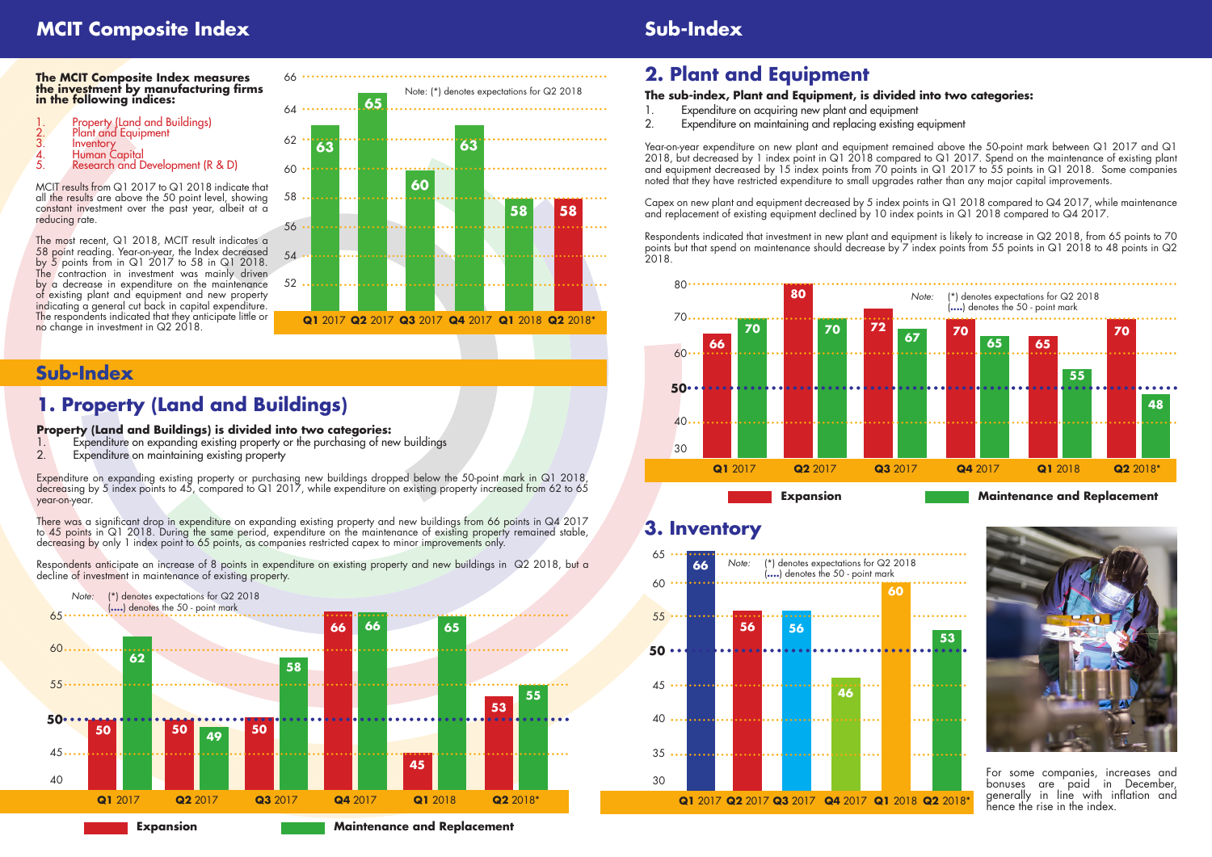# MCIT Composite Index

**The MCIT Composite Index measures the investment by manufacturing firms in the following indices:**

1. Property (Land and Buildings)
2. Plant and Equipment
3. Inventory
4. Human Capital
5. Research and Development (R & D)

MCIT results from Q1 2017 to Q1 2018 indicate that all the results are above the 50 point level, showing constant investment over the past year, albeit at a reducing rate.

The most recent, Q1 2018, MCIT result indicates a 58 point reading. Year-on-year, the Index decreased by 5 points from in Q1 2017 to 58 in Q1 2018. The contraction in investment was mainly driven by a decrease in expenditure on the maintenance of existing plant and equipment and new property indicating a general cut back in capital expenditure. The respondents indicated that they anticipate little or no change in investment in Q2 2018.

Note: (*) denotes expectations for Q2 2018

66
64
62
60
58
56
54
52

63
65
60
63
58
58

Q1 2017 Q2 2017 Q3 2017 Q4 2017 Q1 2018 Q2 2018*

## Sub-Index

## 1. Property (Land and Buildings)

**Property (Land and Buildings) is divided into two categories:**

1. Expenditure on expanding existing property or the purchasing of new buildings
2. Expenditure on maintaining existing property

Expenditure on expanding existing property or purchasing new buildings dropped below the 50-point mark in Q1 2018, decreasing by 5 index points to 45, compared to Q1 2017, while expenditure on existing property increased from 62 to 65 year-on-year.

There was a significant drop in expenditure on expanding existing property and new buildings from 66 points in Q4 2017 to 45 points in Q1 2018. During the same period, expenditure on the maintenance of existing property remained stable, decreasing by only 1 index point to 65 points, as companies restricted capex to minor improvements only.

Respondents anticipate an increase of 8 points in expenditure on existing property and new buildings in Q2 2018, but a decline of investment in maintenance of existing property.

Note: (*) denotes expectations for Q2 2018
(....) denotes the 50 - point mark

65
60
55
50
45
40

50
62
50
49
50
58
66
66
45
65
53
55

Q1 2017 Q2 2017 Q3 2017 Q4 2017 Q1 2018 Q2 2018*

Expansion
Maintenance and Replacement

# Sub-Index

## 2. Plant and Equipment

**The sub-index, Plant and Equipment, is divided into two categories:**

1. Expenditure on acquiring new plant and equipment
2. Expenditure on maintaining and replacing existing equipment

Year-on-year expenditure on new plant and equipment remained above the 50-point mark between Q1 2017 and Q1 2018, but decreased by 1 index point in Q1 2018 compared to Q1 2017. Spend on the maintenance of existing plant and equipment decreased by 15 index points from 70 points in Q1 2017 to 55 points in Q1 2018. Some companies noted that they have restricted expenditure to small upgrades rather than any major capital improvements.

Capex on new plant and equipment decreased by 5 index points in Q1 2018 compared to Q4 2017, while maintenance and replacement of existing equipment declined by 10 index points in Q1 2018 compared to Q4 2017.

Respondents indicated that investment in new plant and equipment is likely to increase in Q2 2018, from 65 points to 70 points but that spend on maintenance should decrease by 7 index points from 55 points in Q1 2018 to 48 points in Q2 2018.

Note: (*) denotes expectations for Q2 2018
(....) denotes the 50 - point mark

80
70
60
50
40
30

66
70
80
70
72
67
70
65
65
55
70
48

Q1 2017 Q2 2017 Q3 2017 Q4 2017 Q1 2018 Q2 2018*

Expansion
Maintenance and Replacement

## 3. Inventory

Note: (*) denotes expectations for Q2 2018
(....) denotes the 50 - point mark

65
60
55
50
45
40
35
30

66
56
56
46
60
53

Q1 2017 Q2 2017 Q3 2017 Q4 2017 Q1 2018 Q2 2018*

For some companies, increases and bonuses are paid in December, generally in line with inflation and hence the rise in the index.